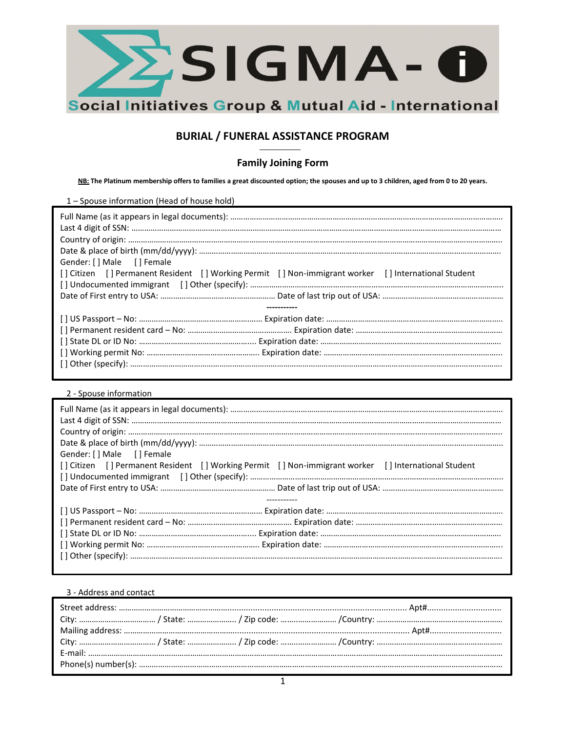SIGMA-i

Social Initiatives Group & Mutual Aid - International

# BURIAL / FUNERAL ASSISTANCE PROGRAM

## Family Joining Form

**NB: The Platinum membership offers to families a great discounted option; the spouses and up to 3 children, aged from 0 to 20 years.**

### 1 – Spouse information (Head of house hold)

Full Name (as it appears in legal documents): ……………………………………………………………………………

Last 4 digit of SSN: ……………………………………………………………………………

Country of origin: ……………………………………………………………………………

Date & place of birth (mm/dd/yyyy): ……………………………………………………………………………

Gender: [ ] Male [ ] Female

[ ] Citizen [ ] Permanent Resident [ ] Working Permit [ ] Non-immigrant worker [ ] International Student

[ ] Undocumented immigrant [ ] Other (specify): ……………………………………………………………………………

Date of First entry to USA: ……………………… Date of last trip out of USA: ………………………

-----------

[ ] US Passport – No: ……………………… Expiration date: ………………………

[ ] Permanent resident card – No: ……………………… Expiration date: ………………………

[ ] State DL or ID No: ……………………… Expiration date: ………………………

[ ] Working permit No: ……………………… Expiration date: ………………………

[ ] Other (specify): ……………………………………………………………………………

### 2 - Spouse information

Full Name (as it appears in legal documents): ……………………………………………………………………………

Last 4 digit of SSN: ……………………………………………………………………………

Country of origin: ……………………………………………………………………………

Date & place of birth (mm/dd/yyyy): ……………………………………………………………………………

Gender: [ ] Male [ ] Female

[ ] Citizen [ ] Permanent Resident [ ] Working Permit [ ] Non-immigrant worker [ ] International Student

[ ] Undocumented immigrant [ ] Other (specify): ……………………………………………………………………………

Date of First entry to USA: ……………………… Date of last trip out of USA: ………………………

-----------

[ ] US Passport – No: ……………………… Expiration date: ………………………

[ ] Permanent resident card – No: ……………………… Expiration date: ………………………

[ ] State DL or ID No: ……………………… Expiration date: ………………………

[ ] Working permit No: ……………………… Expiration date: ………………………

[ ] Other (specify): ……………………………………………………………………………

### 3 - Address and contact

Street address: …………………………………………………………………………… Apt#………………………

City: ……………………… / State: ……………… / Zip code: ……………… /Country: ………………………

Mailing address: …………………………………………………………………………… Apt#………………………

City: ……………………… / State: ……………… / Zip code: ……………… /Country: ………………………

E-mail: ……………………………………………………………………………

Phone(s) number(s): ……………………………………………………………………………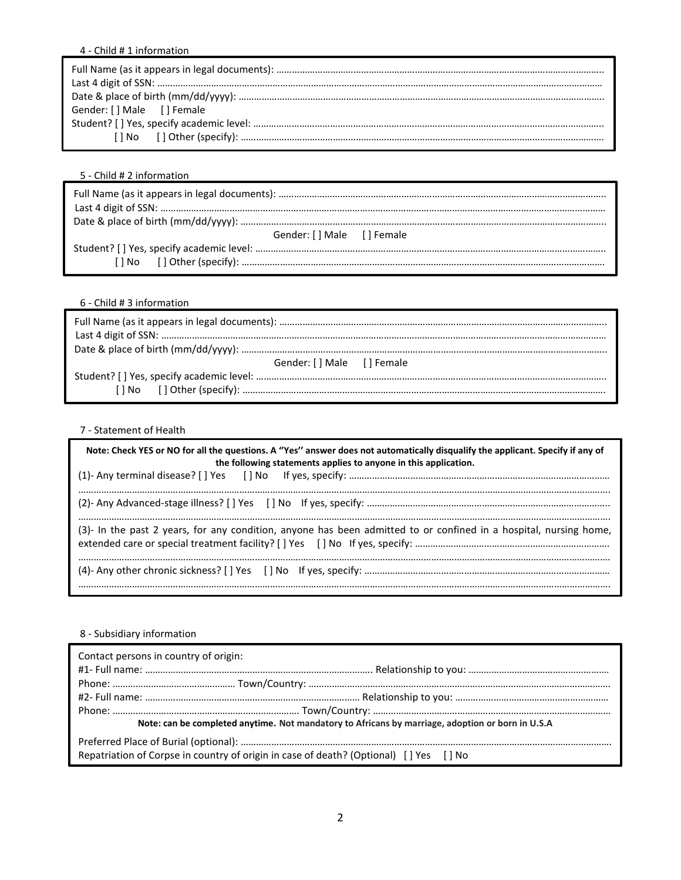4 - Child # 1 information

Full Name (as it appears in legal documents): ……………………………………………………………………………………………………………………
Last 4 digit of SSN: ……………………………………………………………………………………………………………………………………………
Date & place of birth (mm/dd/yyyy): ……………………………………………………………………………………………………………………
Gender: [ ] Male [ ] Female
Student? [ ] Yes, specify academic level: ……………………………………………………………………………………………………………
[ ] No [ ] Other (specify): ……………………………………………………………………………………………………………

5 - Child # 2 information

Full Name (as it appears in legal documents): ……………………………………………………………………………………………………………………
Last 4 digit of SSN: ……………………………………………………………………………………………………………………………………………
Date & place of birth (mm/dd/yyyy): ……………………………………………………………………………………………………………………
Gender: [ ] Male [ ] Female
Student? [ ] Yes, specify academic level: ……………………………………………………………………………………………………………
[ ] No [ ] Other (specify): ……………………………………………………………………………………………………………

6 - Child # 3 information

Full Name (as it appears in legal documents): ……………………………………………………………………………………………………………………
Last 4 digit of SSN: ……………………………………………………………………………………………………………………………………………
Date & place of birth (mm/dd/yyyy): ……………………………………………………………………………………………………………………
Gender: [ ] Male [ ] Female
Student? [ ] Yes, specify academic level: ……………………………………………………………………………………………………………
[ ] No [ ] Other (specify): ……………………………………………………………………………………………………………

7 - Statement of Health

**Note: Check YES or NO for all the questions. A ''Yes'' answer does not automatically disqualify the applicant. Specify if any of the following statements applies to anyone in this application.**

(1)- Any terminal disease? [ ] Yes [ ] No If yes, specify: ………………………………………………………………………………………
……………………………………………………………………………………………………………………………………………………………………
(2)- Any Advanced-stage illness? [ ] Yes [ ] No If yes, specify: ………………………………………………………………………………
……………………………………………………………………………………………………………………………………………………………………
(3)- In the past 2 years, for any condition, anyone has been admitted to or confined in a hospital, nursing home, extended care or special treatment facility? [ ] Yes [ ] No If yes, specify: ………………………………………………………………
……………………………………………………………………………………………………………………………………………………………………
(4)- Any other chronic sickness? [ ] Yes [ ] No If yes, specify: ……………………………………………………………………………
……………………………………………………………………………………………………………………………………………………………………

8 - Subsidiary information

Contact persons in country of origin:
#1- Full name: ……………………………………………………………………… Relationship to you: ………………………………………………
Phone: ………………………………………… Town/Country: ……………………………………………………………………………………………
#2- Full name: ……………………………………………………………………… Relationship to you: ………………………………………………
Phone: ………………………………………………………………… Town/Country: ……………………………………………………………………

**Note: can be completed anytime. Not mandatory to Africans by marriage, adoption or born in U.S.A**

Preferred Place of Burial (optional): ……………………………………………………………………………………………………………………
Repatriation of Corpse in country of origin in case of death? (Optional) [ ] Yes [ ] No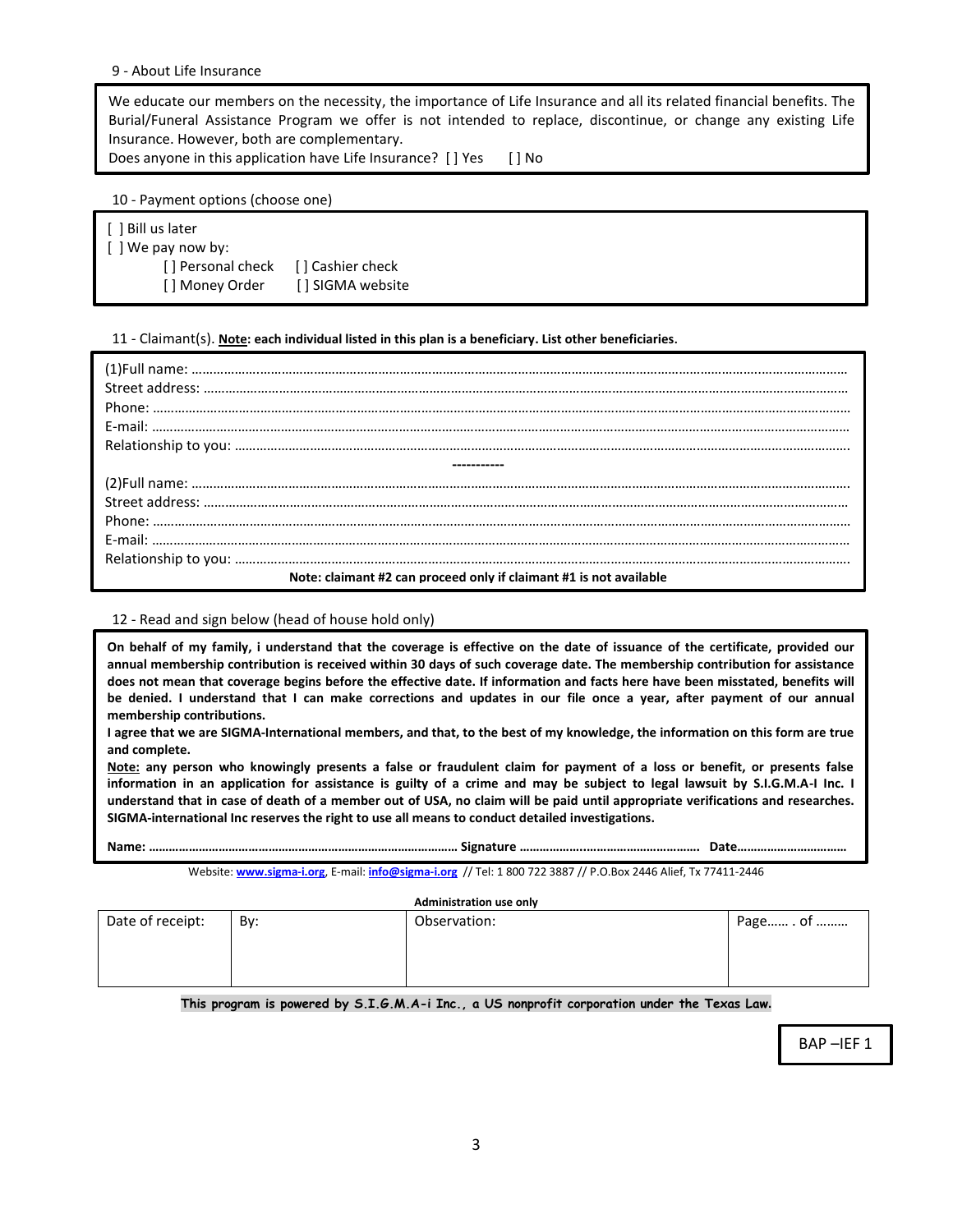9 - About Life Insurance

We educate our members on the necessity, the importance of Life Insurance and all its related financial benefits. The Burial/Funeral Assistance Program we offer is not intended to replace, discontinue, or change any existing Life Insurance. However, both are complementary.
Does anyone in this application have Life Insurance? [ ] Yes [ ] No

10 - Payment options (choose one)

[ ] Bill us later
[ ] We pay now by:
- [ ] Personal check [ ] Cashier check
- [ ] Money Order [ ] SIGMA website

11 - Claimant(s). **Note: each individual listed in this plan is a beneficiary. List other beneficiaries.**

(1)Full name: ……………………………………………………………………………………
Street address: ……………………………………………………………………………………
Phone: ……………………………………………………………………………………
E-mail: ……………………………………………………………………………………
Relationship to you: ……………………………………………………………………………………

**-----------**

(2)Full name: ……………………………………………………………………………………
Street address: ……………………………………………………………………………………
Phone: ……………………………………………………………………………………
E-mail: ……………………………………………………………………………………
Relationship to you: ……………………………………………………………………………………

**Note: claimant #2 can proceed only if claimant #1 is not available**

12 - Read and sign below (head of house hold only)

**On behalf of my family, i understand that the coverage is effective on the date of issuance of the certificate, provided our annual membership contribution is received within 30 days of such coverage date. The membership contribution for assistance does not mean that coverage begins before the effective date. If information and facts here have been misstated, benefits will be denied. I understand that I can make corrections and updates in our file once a year, after payment of our annual membership contributions.**

**I agree that we are SIGMA-International members, and that, to the best of my knowledge, the information on this form are true and complete.**

**Note: any person who knowingly presents a false or fraudulent claim for payment of a loss or benefit, or presents false information in an application for assistance is guilty of a crime and may be subject to legal lawsuit by S.I.G.M.A-I Inc. I understand that in case of death of a member out of USA, no claim will be paid until appropriate verifications and researches. SIGMA-international Inc reserves the right to use all means to conduct detailed investigations.**

**Name: ………………………………………………… Signature ……………………………… Date……………………………**

Website: www.sigma-i.org, E-mail: info@sigma-i.org // Tel: 1 800 722 3887 // P.O.Box 2446 Alief, Tx 77411-2446

**Administration use only**

| Date of receipt: | By: | Observation: | Page…… . of ……… |
|---|---|---|---|
| | | | |

**This program is powered by S.I.G.M.A-i Inc., a US nonprofit corporation under the Texas Law.**

BAP –IEF 1